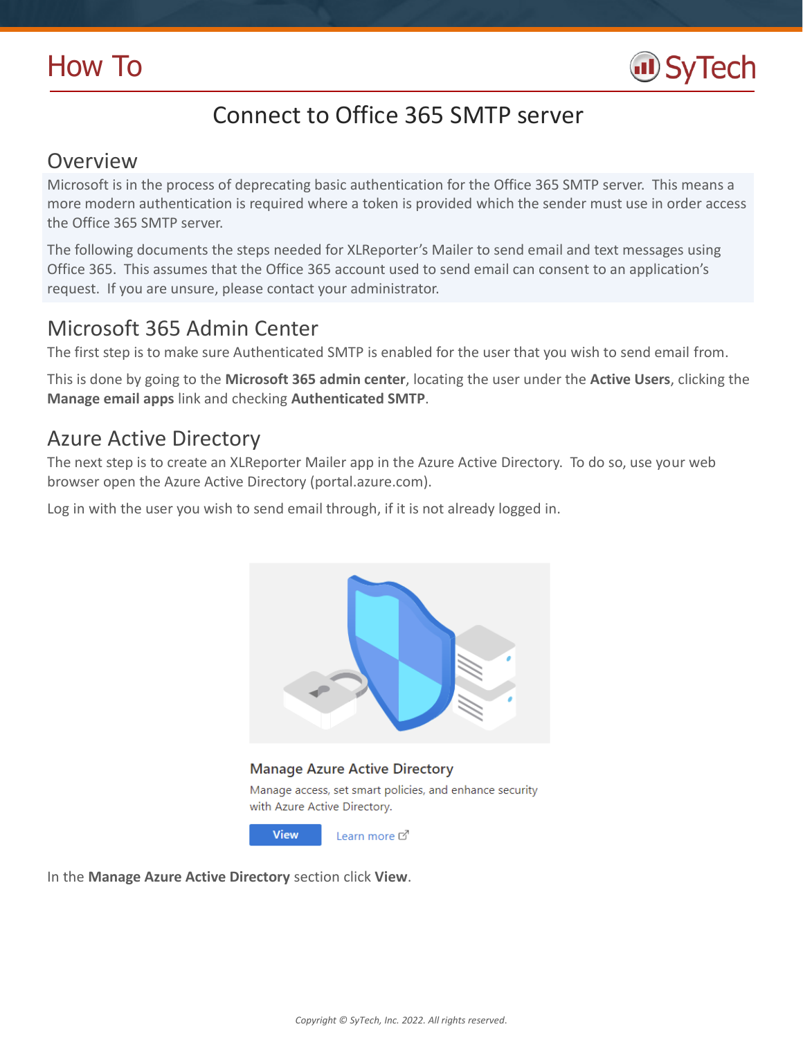# Connect to Office 365 SMTP server

## Overview

Microsoft is in the process of deprecating basic authentication for the Office 365 SMTP server. This means a more modern authentication is required where a token is provided which the sender must use in order access the Office 365 SMTP server.

The following documents the steps needed for XLReporter's Mailer to send email and text messages using Office 365. This assumes that the Office 365 account used to send email can consent to an application's request. If you are unsure, please contact your administrator.

## Microsoft 365 Admin Center

The first step is to make sure Authenticated SMTP is enabled for the user that you wish to send email from.

This is done by going to the **Microsoft 365 admin center**, locating the user under the **Active Users**, clicking the **Manage email apps** link and checking **Authenticated SMTP**.

## Azure Active Directory

The next step is to create an XLReporter Mailer app in the Azure Active Directory. To do so, use your web browser open the Azure Active Directory (portal.azure.com).

Log in with the user you wish to send email through, if it is not already logged in.

Manage Azure Active Directory

Manage access, set smart policies, and enhance security with Azure Active Directory.

View    Learn more

In the **Manage Azure Active Directory** section click **View**.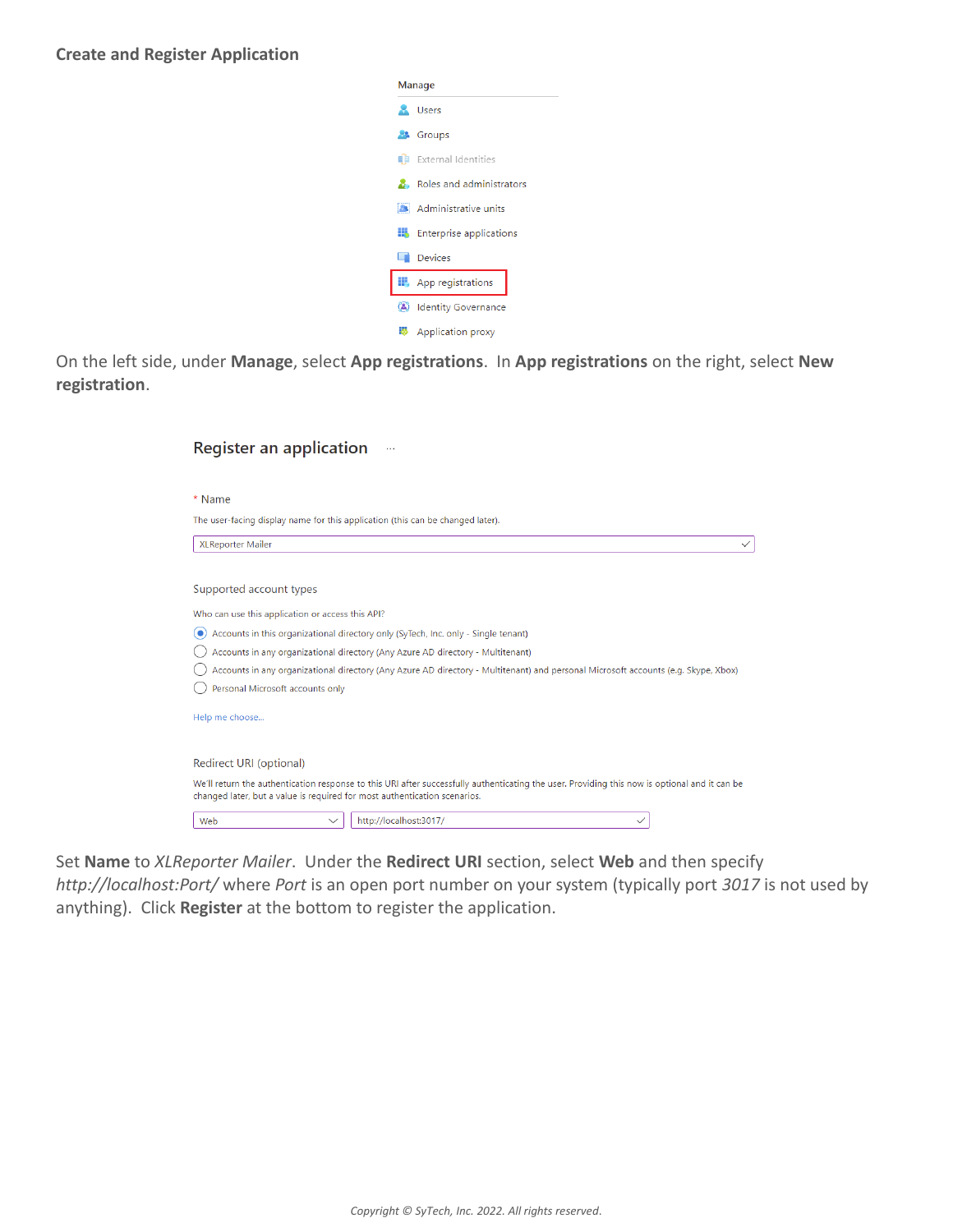**Create and Register Application**

Manage

- Users
- Groups
- External Identities
- Roles and administrators
- Administrative units
- Enterprise applications
- Devices
- App registrations
- Identity Governance
- Application proxy

On the left side, under **Manage**, select **App registrations**. In **App registrations** on the right, select **New registration**.

Register an application ···

\* Name

The user-facing display name for this application (this can be changed later).

XLReporter Mailer

Supported account types

Who can use this application or access this API?

- (selected) Accounts in this organizational directory only (SyTech, Inc. only - Single tenant)
- Accounts in any organizational directory (Any Azure AD directory - Multitenant)
- Accounts in any organizational directory (Any Azure AD directory - Multitenant) and personal Microsoft accounts (e.g. Skype, Xbox)
- Personal Microsoft accounts only

Help me choose...

Redirect URI (optional)

We'll return the authentication response to this URI after successfully authenticating the user. Providing this now is optional and it can be changed later, but a value is required for most authentication scenarios.

Web | http://localhost:3017/

Set **Name** to *XLReporter Mailer*. Under the **Redirect URI** section, select **Web** and then specify *http://localhost:Port/* where *Port* is an open port number on your system (typically port *3017* is not used by anything). Click **Register** at the bottom to register the application.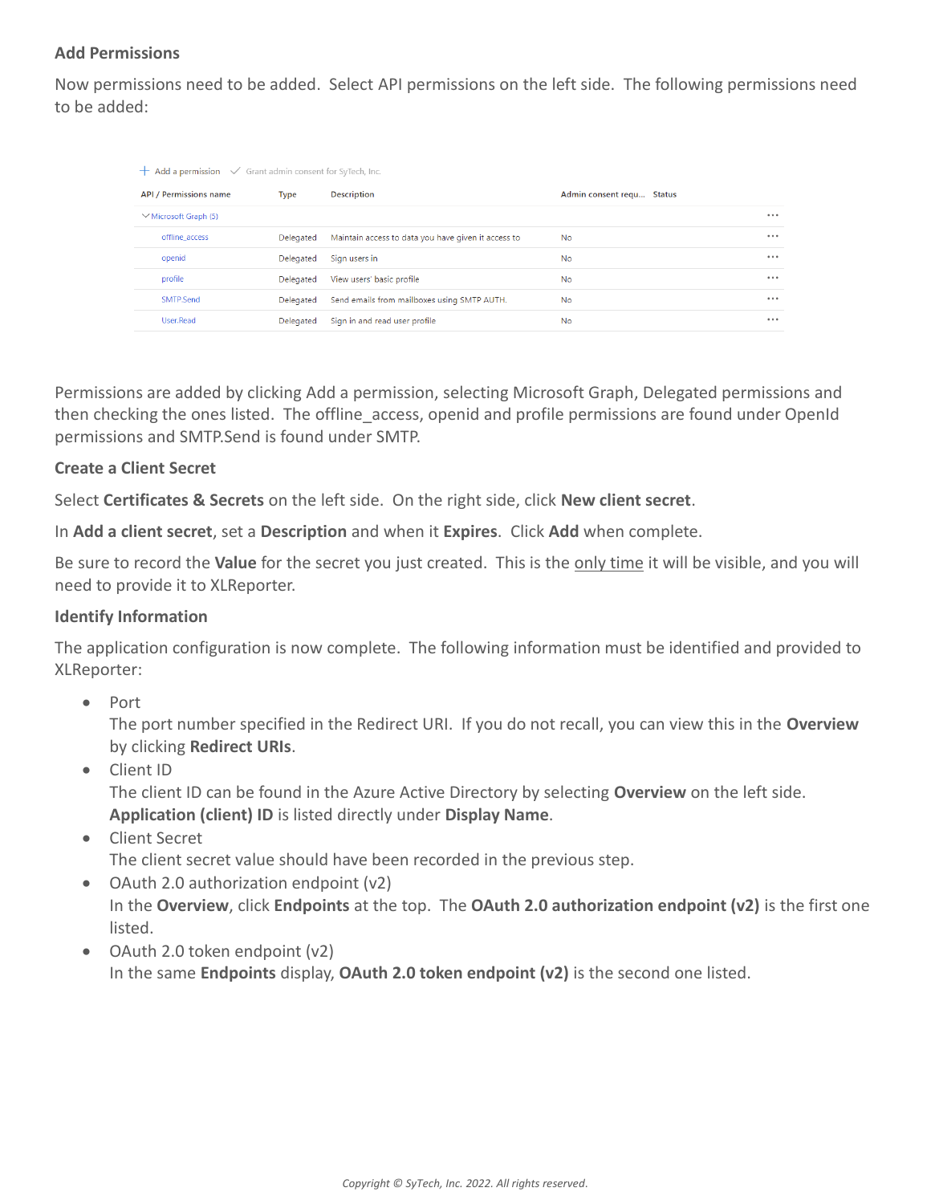**Add Permissions**

Now permissions need to be added. Select API permissions on the left side. The following permissions need to be added:

+ Add a permission ✓ Grant admin consent for SyTech, Inc.

| API / Permissions name | Type | Description | Admin consent requ... | Status |
|---|---|---|---|---|
| ∨ Microsoft Graph (5) | | | | |
| offline_access | Delegated | Maintain access to data you have given it access to | No | |
| openid | Delegated | Sign users in | No | |
| profile | Delegated | View users' basic profile | No | |
| SMTP.Send | Delegated | Send emails from mailboxes using SMTP AUTH. | No | |
| User.Read | Delegated | Sign in and read user profile | No | |

Permissions are added by clicking Add a permission, selecting Microsoft Graph, Delegated permissions and then checking the ones listed. The offline_access, openid and profile permissions are found under OpenId permissions and SMTP.Send is found under SMTP.

**Create a Client Secret**

Select **Certificates & Secrets** on the left side. On the right side, click **New client secret**.

In **Add a client secret**, set a **Description** and when it **Expires**. Click **Add** when complete.

Be sure to record the **Value** for the secret you just created. This is the only time it will be visible, and you will need to provide it to XLReporter.

**Identify Information**

The application configuration is now complete. The following information must be identified and provided to XLReporter:

- Port
  The port number specified in the Redirect URI. If you do not recall, you can view this in the **Overview** by clicking **Redirect URIs**.
- Client ID
  The client ID can be found in the Azure Active Directory by selecting **Overview** on the left side. **Application (client) ID** is listed directly under **Display Name**.
- Client Secret
  The client secret value should have been recorded in the previous step.
- OAuth 2.0 authorization endpoint (v2)
  In the **Overview**, click **Endpoints** at the top. The **OAuth 2.0 authorization endpoint (v2)** is the first one listed.
- OAuth 2.0 token endpoint (v2)
  In the same **Endpoints** display, **OAuth 2.0 token endpoint (v2)** is the second one listed.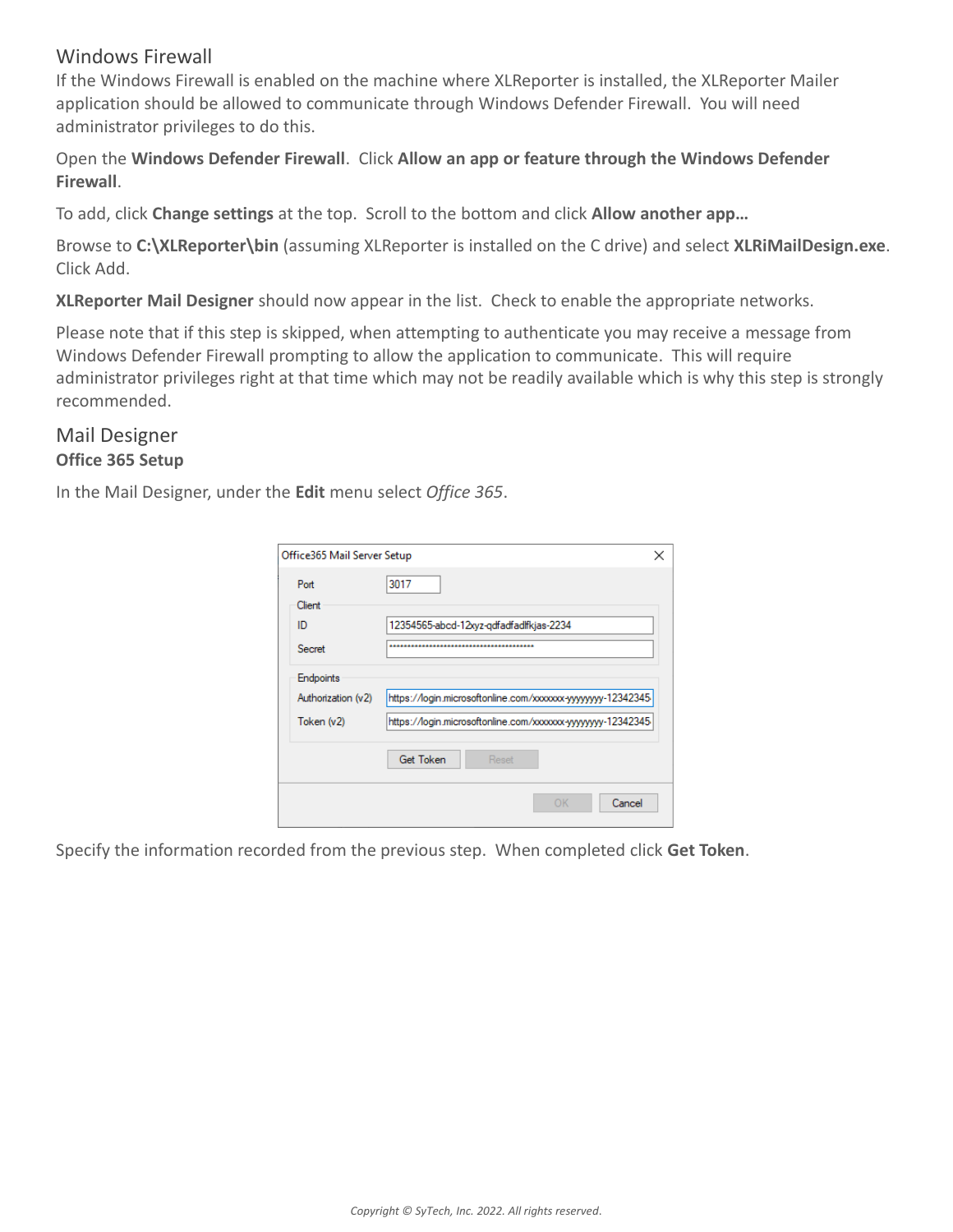## Windows Firewall

If the Windows Firewall is enabled on the machine where XLReporter is installed, the XLReporter Mailer application should be allowed to communicate through Windows Defender Firewall. You will need administrator privileges to do this.

Open the **Windows Defender Firewall**. Click **Allow an app or feature through the Windows Defender Firewall**.

To add, click **Change settings** at the top. Scroll to the bottom and click **Allow another app…**

Browse to **C:\XLReporter\bin** (assuming XLReporter is installed on the C drive) and select **XLRiMailDesign.exe**. Click Add.

**XLReporter Mail Designer** should now appear in the list. Check to enable the appropriate networks.

Please note that if this step is skipped, when attempting to authenticate you may receive a message from Windows Defender Firewall prompting to allow the application to communicate. This will require administrator privileges right at that time which may not be readily available which is why this step is strongly recommended.

## Mail Designer

### Office 365 Setup

In the Mail Designer, under the **Edit** menu select *Office 365*.

Specify the information recorded from the previous step. When completed click **Get Token**.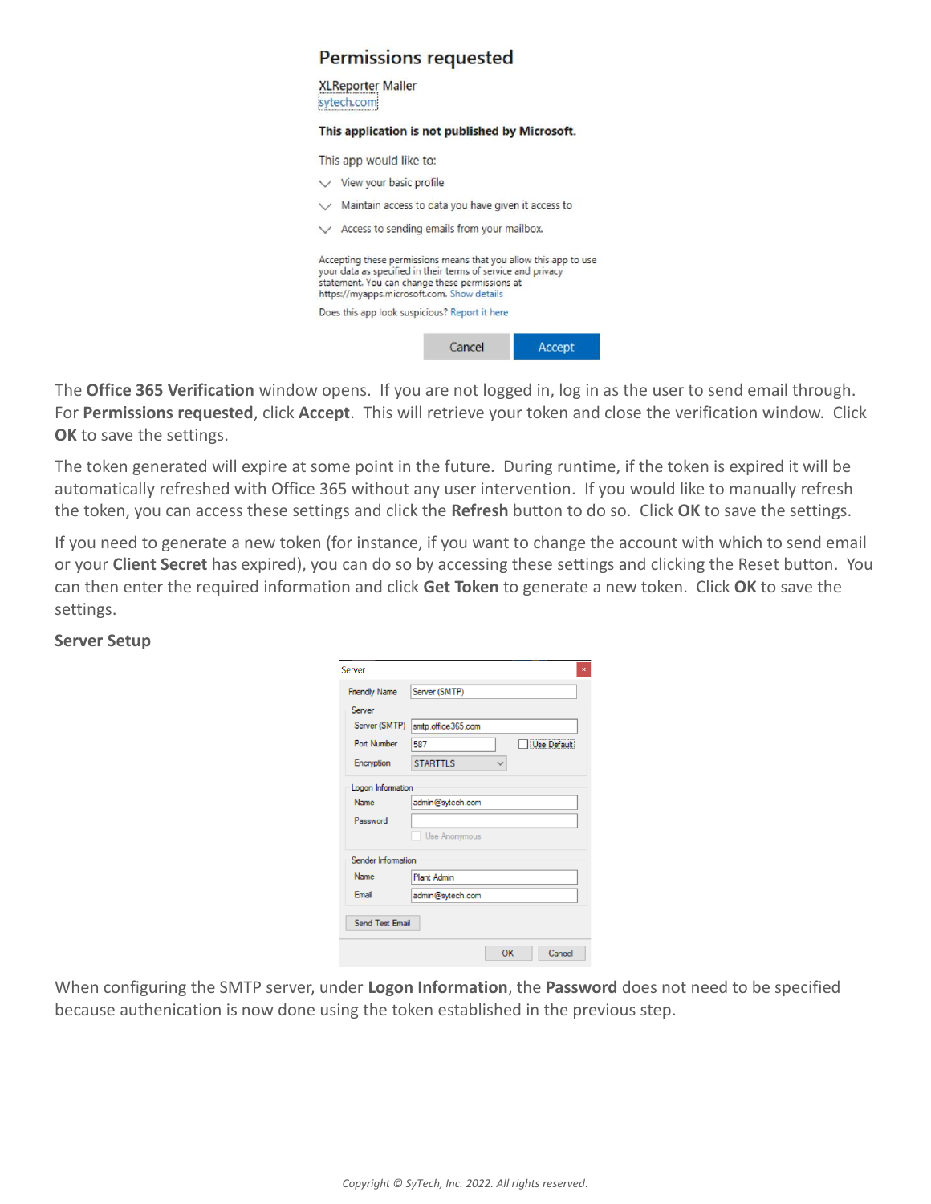The **Office 365 Verification** window opens. If you are not logged in, log in as the user to send email through. For **Permissions requested**, click **Accept**. This will retrieve your token and close the verification window. Click **OK** to save the settings.

The token generated will expire at some point in the future. During runtime, if the token is expired it will be automatically refreshed with Office 365 without any user intervention. If you would like to manually refresh the token, you can access these settings and click the **Refresh** button to do so. Click **OK** to save the settings.

If you need to generate a new token (for instance, if you want to change the account with which to send email or your **Client Secret** has expired), you can do so by accessing these settings and clicking the Reset button. You can then enter the required information and click **Get Token** to generate a new token. Click **OK** to save the settings.

**Server Setup**

When configuring the SMTP server, under **Logon Information**, the **Password** does not need to be specified because authenication is now done using the token established in the previous step.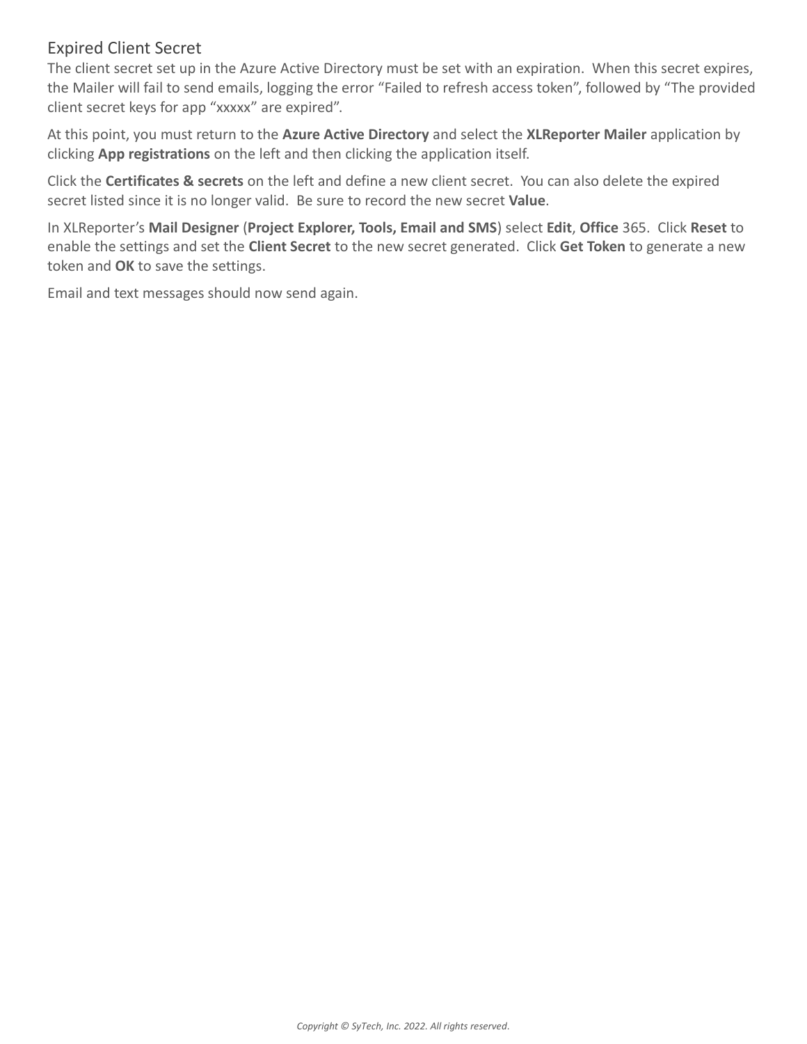## Expired Client Secret

The client secret set up in the Azure Active Directory must be set with an expiration. When this secret expires, the Mailer will fail to send emails, logging the error "Failed to refresh access token", followed by "The provided client secret keys for app "xxxxx" are expired".

At this point, you must return to the **Azure Active Directory** and select the **XLReporter Mailer** application by clicking **App registrations** on the left and then clicking the application itself.

Click the **Certificates & secrets** on the left and define a new client secret. You can also delete the expired secret listed since it is no longer valid. Be sure to record the new secret **Value**.

In XLReporter's **Mail Designer** (**Project Explorer, Tools, Email and SMS**) select **Edit**, **Office** 365. Click **Reset** to enable the settings and set the **Client Secret** to the new secret generated. Click **Get Token** to generate a new token and **OK** to save the settings.

Email and text messages should now send again.